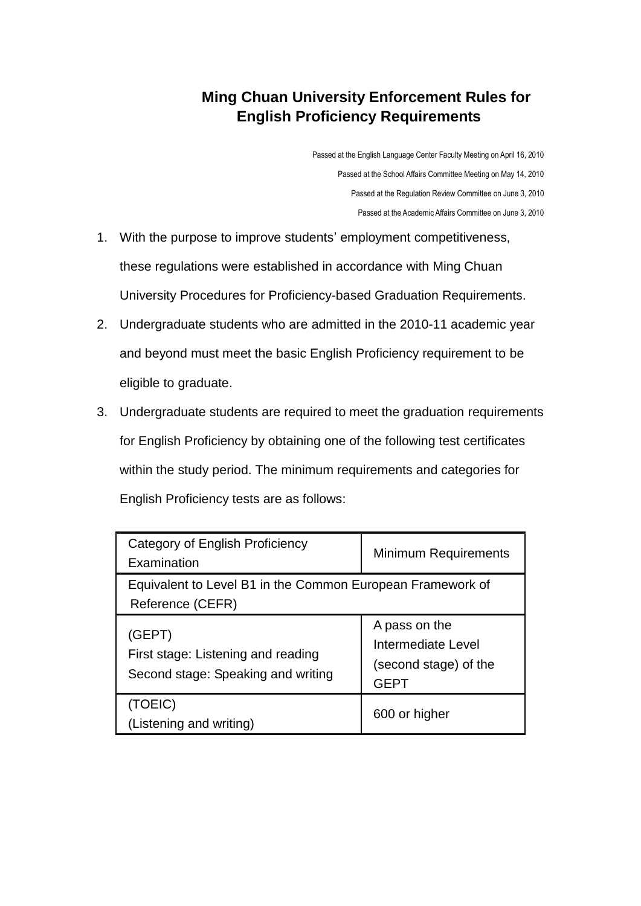# Ming Chuan University Enforcement Rules for English Proficiency Requirements

Passed at the English Language Center Faculty Meeting on April 16, 2010
Passed at the School Affairs Committee Meeting on May 14, 2010
Passed at the Regulation Review Committee on June 3, 2010
Passed at the Academic Affairs Committee on June 3, 2010

1. With the purpose to improve students' employment competitiveness, these regulations were established in accordance with Ming Chuan University Procedures for Proficiency-based Graduation Requirements.
2. Undergraduate students who are admitted in the 2010-11 academic year and beyond must meet the basic English Proficiency requirement to be eligible to graduate.
3. Undergraduate students are required to meet the graduation requirements for English Proficiency by obtaining one of the following test certificates within the study period. The minimum requirements and categories for English Proficiency tests are as follows:

| Category of English Proficiency Examination | Minimum Requirements |
|---|---|
| Equivalent to Level B1 in the Common European Framework of Reference (CEFR) | |
| (GEPT)<br>First stage: Listening and reading<br>Second stage: Speaking and writing | A pass on the Intermediate Level (second stage) of the GEPT |
| (TOEIC)<br>(Listening and writing) | 600 or higher |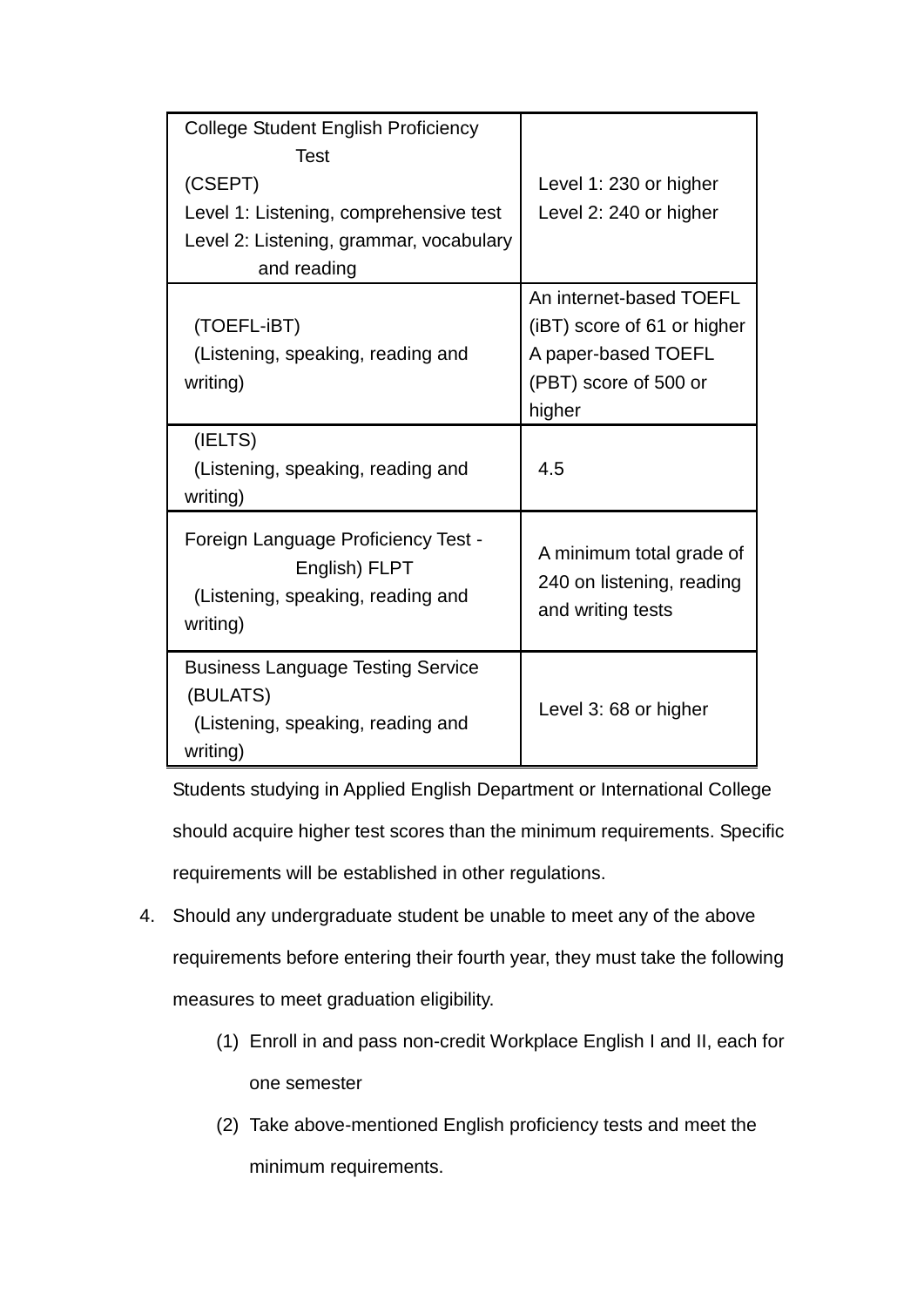| College Student English Proficiency Test (CSEPT) Level 1: Listening, comprehensive test Level 2: Listening, grammar, vocabulary and reading | Level 1: 230 or higher Level 2: 240 or higher |
|---|---|
| (TOEFL-iBT) (Listening, speaking, reading and writing) | An internet-based TOEFL (iBT) score of 61 or higher A paper-based TOEFL (PBT) score of 500 or higher |
| (IELTS) (Listening, speaking, reading and writing) | 4.5 |
| Foreign Language Proficiency Test - English) FLPT (Listening, speaking, reading and writing) | A minimum total grade of 240 on listening, reading and writing tests |
| Business Language Testing Service (BULATS) (Listening, speaking, reading and writing) | Level 3: 68 or higher |

Students studying in Applied English Department or International College should acquire higher test scores than the minimum requirements. Specific requirements will be established in other regulations.

4. Should any undergraduate student be unable to meet any of the above requirements before entering their fourth year, they must take the following measures to meet graduation eligibility.
   (1) Enroll in and pass non-credit Workplace English I and II, each for one semester
   (2) Take above-mentioned English proficiency tests and meet the minimum requirements.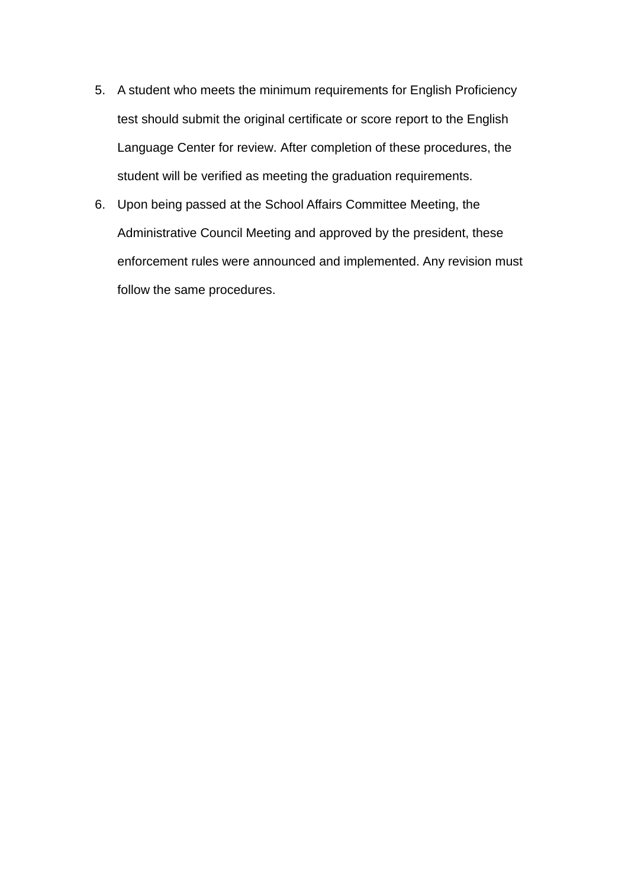5. A student who meets the minimum requirements for English Proficiency test should submit the original certificate or score report to the English Language Center for review. After completion of these procedures, the student will be verified as meeting the graduation requirements.
6. Upon being passed at the School Affairs Committee Meeting, the Administrative Council Meeting and approved by the president, these enforcement rules were announced and implemented. Any revision must follow the same procedures.